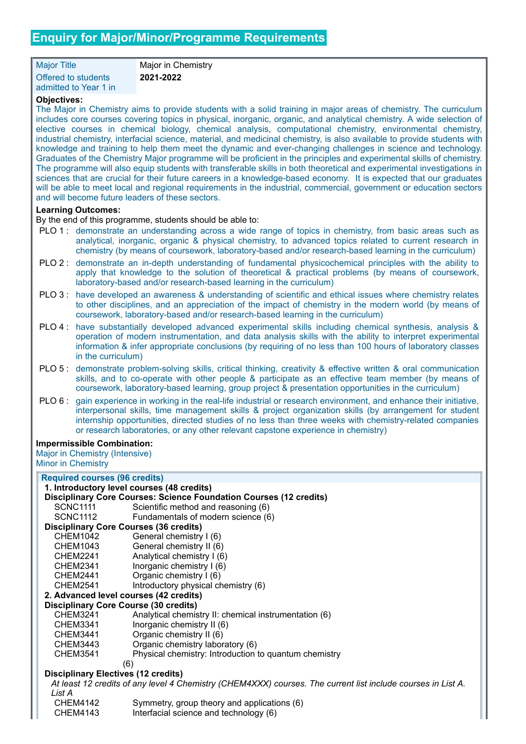## Enquiry for Major/Minor/Programme Requirements

| | |
|---|---|
| Major Title | Major in Chemistry |
| Offered to students admitted to Year 1 in | **2021-2022** |

**Objectives:**

The Major in Chemistry aims to provide students with a solid training in major areas of chemistry. The curriculum includes core courses covering topics in physical, inorganic, organic, and analytical chemistry. A wide selection of elective courses in chemical biology, chemical analysis, computational chemistry, environmental chemistry, industrial chemistry, interfacial science, material, and medicinal chemistry, is also available to provide students with knowledge and training to help them meet the dynamic and ever-changing challenges in science and technology. Graduates of the Chemistry Major programme will be proficient in the principles and experimental skills of chemistry. The programme will also equip students with transferable skills in both theoretical and experimental investigations in sciences that are crucial for their future careers in a knowledge-based economy. It is expected that our graduates will be able to meet local and regional requirements in the industrial, commercial, government or education sectors and will become future leaders of these sectors.

**Learning Outcomes:**

By the end of this programme, students should be able to:

- PLO 1 : demonstrate an understanding across a wide range of topics in chemistry, from basic areas such as analytical, inorganic, organic & physical chemistry, to advanced topics related to current research in chemistry (by means of coursework, laboratory-based and/or research-based learning in the curriculum)
- PLO 2 : demonstrate an in-depth understanding of fundamental physicochemical principles with the ability to apply that knowledge to the solution of theoretical & practical problems (by means of coursework, laboratory-based and/or research-based learning in the curriculum)
- PLO 3 : have developed an awareness & understanding of scientific and ethical issues where chemistry relates to other disciplines, and an appreciation of the impact of chemistry in the modern world (by means of coursework, laboratory-based and/or research-based learning in the curriculum)
- PLO 4 : have substantially developed advanced experimental skills including chemical synthesis, analysis & operation of modern instrumentation, and data analysis skills with the ability to interpret experimental information & infer appropriate conclusions (by requiring of no less than 100 hours of laboratory classes in the curriculum)
- PLO 5 : demonstrate problem-solving skills, critical thinking, creativity & effective written & oral communication skills, and to co-operate with other people & participate as an effective team member (by means of coursework, laboratory-based learning, group project & presentation opportunities in the curriculum)
- PLO 6 : gain experience in working in the real-life industrial or research environment, and enhance their initiative, interpersonal skills, time management skills & project organization skills (by arrangement for student internship opportunities, directed studies of no less than three weeks with chemistry-related companies or research laboratories, or any other relevant capstone experience in chemistry)

**Impermissible Combination:**

Major in Chemistry (Intensive)
Minor in Chemistry

**Required courses (96 credits)**

**1. Introductory level courses (48 credits)**

**Disciplinary Core Courses: Science Foundation Courses (12 credits)**

| | |
|---|---|
| SCNC1111 | Scientific method and reasoning (6) |
| SCNC1112 | Fundamentals of modern science (6) |

**Disciplinary Core Courses (36 credits)**

| | |
|---|---|
| CHEM1042 | General chemistry I (6) |
| CHEM1043 | General chemistry II (6) |
| CHEM2241 | Analytical chemistry I (6) |
| CHEM2341 | Inorganic chemistry I (6) |
| CHEM2441 | Organic chemistry I (6) |
| CHEM2541 | Introductory physical chemistry (6) |

**2. Advanced level courses (42 credits)**

**Disciplinary Core Course (30 credits)**

| | |
|---|---|
| CHEM3241 | Analytical chemistry II: chemical instrumentation (6) |
| CHEM3341 | Inorganic chemistry II (6) |
| CHEM3441 | Organic chemistry II (6) |
| CHEM3443 | Organic chemistry laboratory (6) |
| CHEM3541 | Physical chemistry: Introduction to quantum chemistry (6) |

**Disciplinary Electives (12 credits)**

*At least 12 credits of any level 4 Chemistry (CHEM4XXX) courses. The current list include courses in List A.*

*List A*

| | |
|---|---|
| CHEM4142 | Symmetry, group theory and applications (6) |
| CHEM4143 | Interfacial science and technology (6) |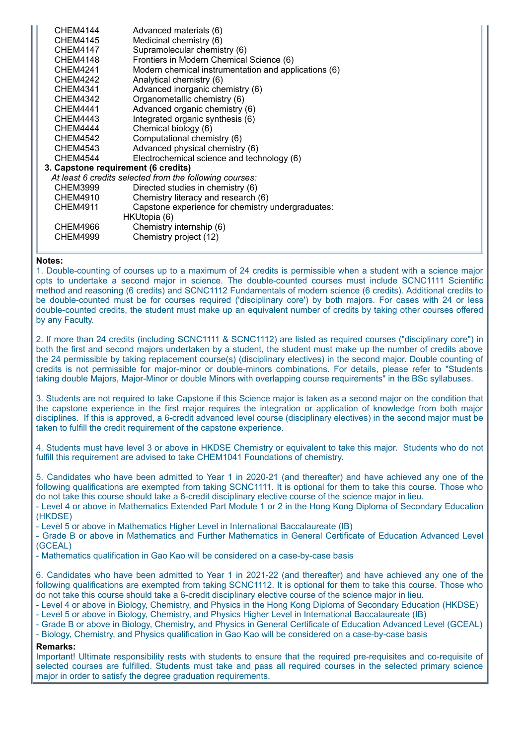| | |
|---|---|
| CHEM4144 | Advanced materials (6) |
| CHEM4145 | Medicinal chemistry (6) |
| CHEM4147 | Supramolecular chemistry (6) |
| CHEM4148 | Frontiers in Modern Chemical Science (6) |
| CHEM4241 | Modern chemical instrumentation and applications (6) |
| CHEM4242 | Analytical chemistry (6) |
| CHEM4341 | Advanced inorganic chemistry (6) |
| CHEM4342 | Organometallic chemistry (6) |
| CHEM4441 | Advanced organic chemistry (6) |
| CHEM4443 | Integrated organic synthesis (6) |
| CHEM4444 | Chemical biology (6) |
| CHEM4542 | Computational chemistry (6) |
| CHEM4543 | Advanced physical chemistry (6) |
| CHEM4544 | Electrochemical science and technology (6) |

**3. Capstone requirement (6 credits)**

*At least 6 credits selected from the following courses:*

| | |
|---|---|
| CHEM3999 | Directed studies in chemistry (6) |
| CHEM4910 | Chemistry literacy and research (6) |
| CHEM4911 | Capstone experience for chemistry undergraduates: HKUtopia (6) |
| CHEM4966 | Chemistry internship (6) |
| CHEM4999 | Chemistry project (12) |

**Notes:**

1. Double-counting of courses up to a maximum of 24 credits is permissible when a student with a science major opts to undertake a second major in science. The double-counted courses must include SCNC1111 Scientific method and reasoning (6 credits) and SCNC1112 Fundamentals of modern science (6 credits). Additional credits to be double-counted must be for courses required ('disciplinary core') by both majors. For cases with 24 or less double-counted credits, the student must make up an equivalent number of credits by taking other courses offered by any Faculty.

2. If more than 24 credits (including SCNC1111 & SCNC1112) are listed as required courses ("disciplinary core") in both the first and second majors undertaken by a student, the student must make up the number of credits above the 24 permissible by taking replacement course(s) (disciplinary electives) in the second major. Double counting of credits is not permissible for major-minor or double-minors combinations. For details, please refer to "Students taking double Majors, Major-Minor or double Minors with overlapping course requirements" in the BSc syllabuses.

3. Students are not required to take Capstone if this Science major is taken as a second major on the condition that the capstone experience in the first major requires the integration or application of knowledge from both major disciplines. If this is approved, a 6-credit advanced level course (disciplinary electives) in the second major must be taken to fulfill the credit requirement of the capstone experience.

4. Students must have level 3 or above in HKDSE Chemistry or equivalent to take this major. Students who do not fulfill this requirement are advised to take CHEM1041 Foundations of chemistry.

5. Candidates who have been admitted to Year 1 in 2020-21 (and thereafter) and have achieved any one of the following qualifications are exempted from taking SCNC1111. It is optional for them to take this course. Those who do not take this course should take a 6-credit disciplinary elective course of the science major in lieu.
- Level 4 or above in Mathematics Extended Part Module 1 or 2 in the Hong Kong Diploma of Secondary Education (HKDSE)
- Level 5 or above in Mathematics Higher Level in International Baccalaureate (IB)
- Grade B or above in Mathematics and Further Mathematics in General Certificate of Education Advanced Level (GCEAL)
- Mathematics qualification in Gao Kao will be considered on a case-by-case basis

6. Candidates who have been admitted to Year 1 in 2021-22 (and thereafter) and have achieved any one of the following qualifications are exempted from taking SCNC1112. It is optional for them to take this course. Those who do not take this course should take a 6-credit disciplinary elective course of the science major in lieu.
- Level 4 or above in Biology, Chemistry, and Physics in the Hong Kong Diploma of Secondary Education (HKDSE)
- Level 5 or above in Biology, Chemistry, and Physics Higher Level in International Baccalaureate (IB)
- Grade B or above in Biology, Chemistry, and Physics in General Certificate of Education Advanced Level (GCEAL)
- Biology, Chemistry, and Physics qualification in Gao Kao will be considered on a case-by-case basis

**Remarks:**

Important! Ultimate responsibility rests with students to ensure that the required pre-requisites and co-requisite of selected courses are fulfilled. Students must take and pass all required courses in the selected primary science major in order to satisfy the degree graduation requirements.